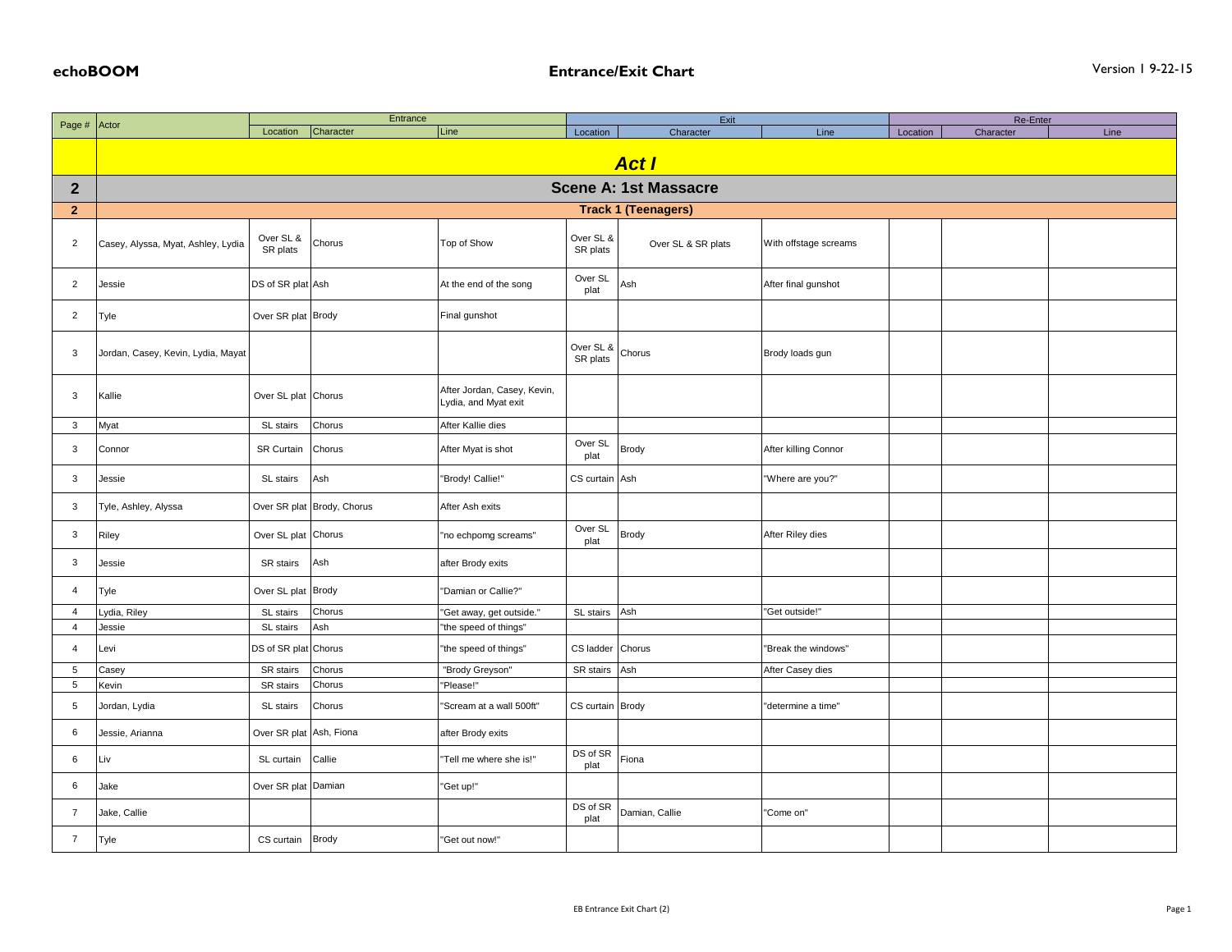**echoBOOM** | **Entrance/Exit Chart** | Version 1 9-22-15

| Page # | Actor | Entrance | | | Exit | | | Re-Enter | | |
|---|---|---|---|---|---|---|---|---|---|---|
| | | Location | Character | Line | Location | Character | Line | Location | Character | Line |
| | ***Act I*** | | | | | | | | | |
| **2** | **Scene A: 1st Massacre** | | | | | | | | | |
| **2** | **Track 1 (Teenagers)** | | | | | | | | | |
| 2 | Casey, Alyssa, Myat, Ashley, Lydia | Over SL & SR plats | Chorus | Top of Show | Over SL & SR plats | Over SL & SR plats | With offstage screams | | | |
| 2 | Jessie | DS of SR plat | Ash | At the end of the song | Over SL plat | Ash | After final gunshot | | | |
| 2 | Tyle | Over SR plat | Brody | Final gunshot | | | | | | |
| 3 | Jordan, Casey, Kevin, Lydia, Mayat | | | | Over SL & SR plats | Chorus | Brody loads gun | | | |
| 3 | Kallie | Over SL plat | Chorus | After Jordan, Casey, Kevin, Lydia, and Myat exit | | | | | | |
| 3 | Myat | SL stairs | Chorus | After Kallie dies | | | | | | |
| 3 | Connor | SR Curtain | Chorus | After Myat is shot | Over SL plat | Brody | After killing Connor | | | |
| 3 | Jessie | SL stairs | Ash | "Brody! Callie!" | CS curtain | Ash | "Where are you?" | | | |
| 3 | Tyle, Ashley, Alyssa | Over SR plat | Brody, Chorus | After Ash exits | | | | | | |
| 3 | Riley | Over SL plat | Chorus | "no echpomg screams" | Over SL plat | Brody | After Riley dies | | | |
| 3 | Jessie | SR stairs | Ash | after Brody exits | | | | | | |
| 4 | Tyle | Over SL plat | Brody | "Damian or Callie?" | | | | | | |
| 4 | Lydia, Riley | SL stairs | Chorus | "Get away, get outside." | SL stairs | Ash | "Get outside!" | | | |
| 4 | Jessie | SL stairs | Ash | "the speed of things" | | | | | | |
| 4 | Levi | DS of SR plat | Chorus | "the speed of things" | CS ladder | Chorus | "Break the windows" | | | |
| 5 | Casey | SR stairs | Chorus | "Brody Greyson" | SR stairs | Ash | After Casey dies | | | |
| 5 | Kevin | SR stairs | Chorus | "Please!" | | | | | | |
| 5 | Jordan, Lydia | SL stairs | Chorus | "Scream at a wall 500ft" | CS curtain | Brody | "determine a time" | | | |
| 6 | Jessie, Arianna | Over SR plat | Ash, Fiona | after Brody exits | | | | | | |
| 6 | Liv | SL curtain | Callie | "Tell me where she is!" | DS of SR plat | Fiona | | | | |
| 6 | Jake | Over SR plat | Damian | "Get up!" | | | | | | |
| 7 | Jake, Callie | | | | DS of SR plat | Damian, Callie | "Come on" | | | |
| 7 | Tyle | CS curtain | Brody | "Get out now!" | | | | | | |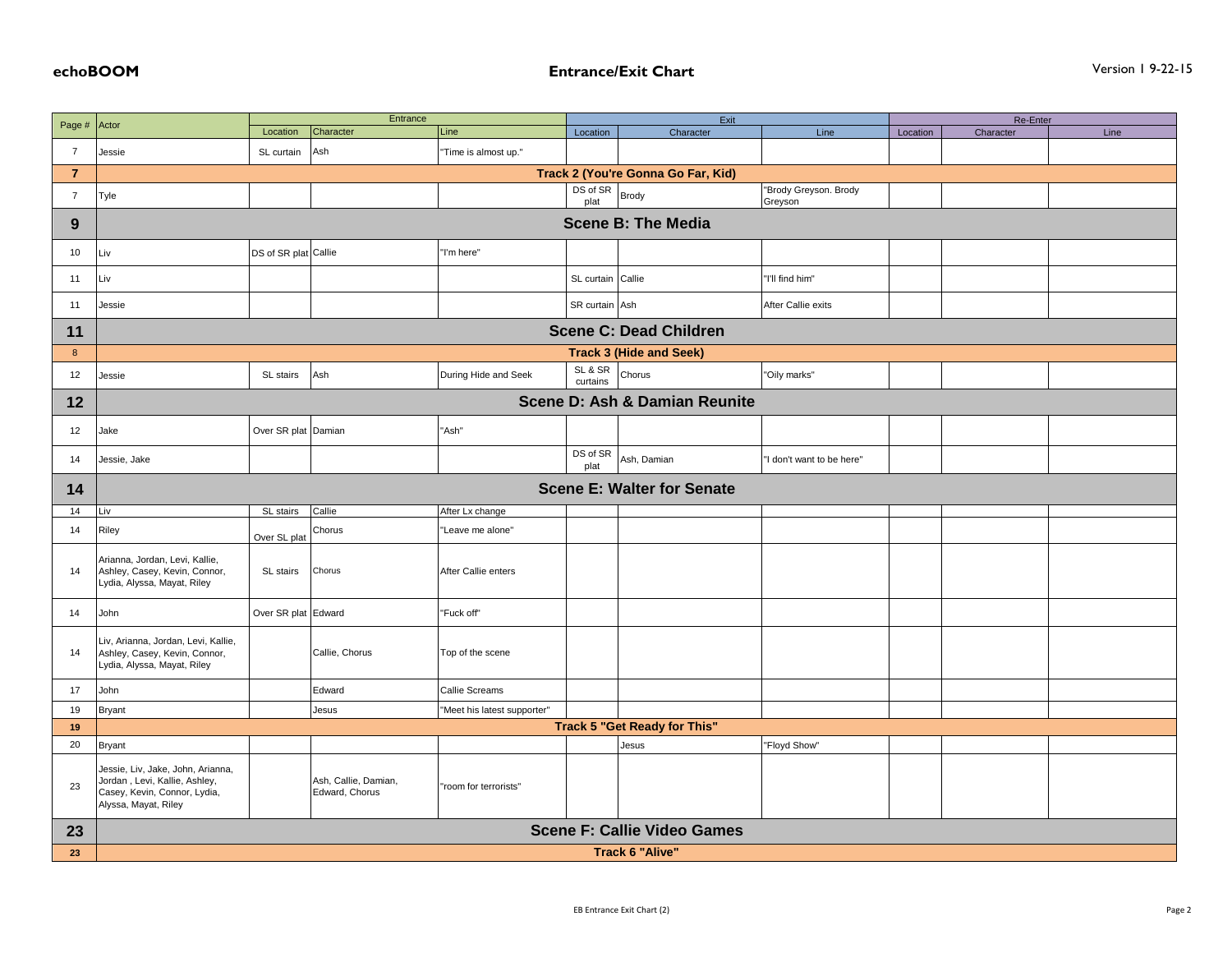**echoBOOM** **Entrance/Exit Chart** Version 1 9-22-15

| Page # | Actor | Entrance | | | Exit | | | Re-Enter | | |
|---|---|---|---|---|---|---|---|---|---|---|
| | | Location | Character | Line | Location | Character | Line | Location | Character | Line |
| 7 | Jessie | SL curtain | Ash | "Time is almost up." | | | | | | |
| **7** | **Track 2 (You're Gonna Go Far, Kid)** | | | | | | | | | |
| 7 | Tyle | | | | DS of SR plat | Brody | "Brody Greyson. Brody Greyson | | | |
| **9** | **Scene B: The Media** | | | | | | | | | |
| 10 | Liv | DS of SR plat | Callie | "I'm here" | | | | | | |
| 11 | Liv | | | | SL curtain | Callie | "I'll find him" | | | |
| 11 | Jessie | | | | SR curtain | Ash | After Callie exits | | | |
| **11** | **Scene C: Dead Children** | | | | | | | | | |
| **8** | **Track 3 (Hide and Seek)** | | | | | | | | | |
| 12 | Jessie | SL stairs | Ash | During Hide and Seek | SL & SR curtains | Chorus | "Oily marks" | | | |
| **12** | **Scene D: Ash & Damian Reunite** | | | | | | | | | |
| 12 | Jake | Over SR plat | Damian | "Ash" | | | | | | |
| 14 | Jessie, Jake | | | | DS of SR plat | Ash, Damian | "I don't want to be here" | | | |
| **14** | **Scene E: Walter for Senate** | | | | | | | | | |
| 14 | Liv | SL stairs | Callie | After Lx change | | | | | | |
| 14 | Riley | Over SL plat | Chorus | "Leave me alone" | | | | | | |
| 14 | Arianna, Jordan, Levi, Kallie, Ashley, Casey, Kevin, Connor, Lydia, Alyssa, Mayat, Riley | SL stairs | Chorus | After Callie enters | | | | | | |
| 14 | John | Over SR plat | Edward | "Fuck off" | | | | | | |
| 14 | Liv, Arianna, Jordan, Levi, Kallie, Ashley, Casey, Kevin, Connor, Lydia, Alyssa, Mayat, Riley | | Callie, Chorus | Top of the scene | | | | | | |
| 17 | John | | Edward | Callie Screams | | | | | | |
| 19 | Bryant | | Jesus | "Meet his latest supporter" | | | | | | |
| **19** | **Track 5 "Get Ready for This"** | | | | | | | | | |
| 20 | Bryant | | | | | Jesus | "Floyd Show" | | | |
| 23 | Jessie, Liv, Jake, John, Arianna, Jordan , Levi, Kallie, Ashley, Casey, Kevin, Connor, Lydia, Alyssa, Mayat, Riley | | Ash, Callie, Damian, Edward, Chorus | "room for terrorists" | | | | | | |
| **23** | **Scene F: Callie Video Games** | | | | | | | | | |
| **23** | **Track 6 "Alive"** | | | | | | | | | |

EB Entrance Exit Chart (2)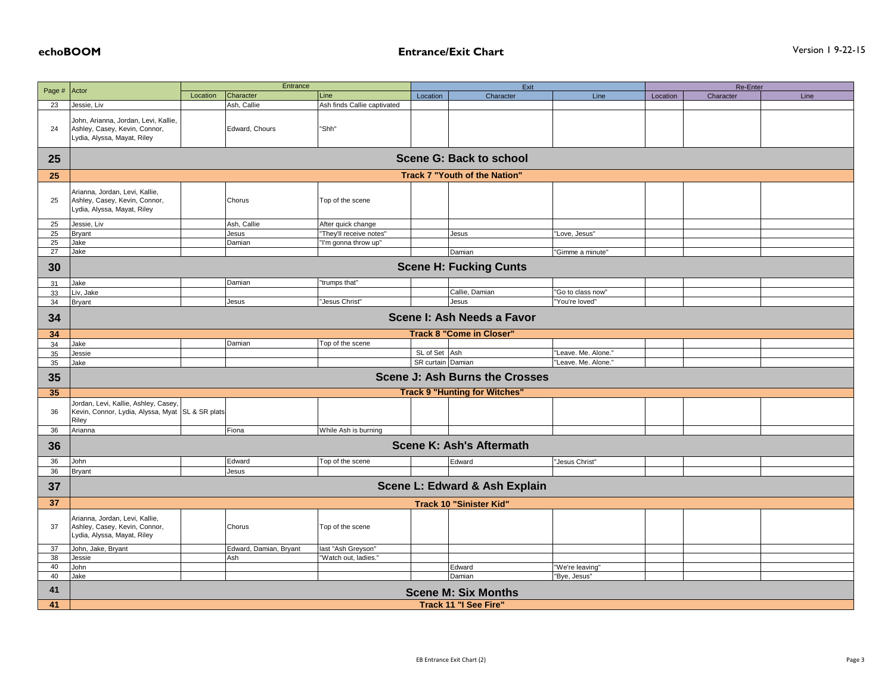**echoBOOM** **Entrance/Exit Chart** Version 1 9-22-15

| Page # | Actor | Entrance | | | Exit | | | Re-Enter | | |
|---|---|---|---|---|---|---|---|---|---|---|
| | | Location | Character | Line | Location | Character | Line | Location | Character | Line |
| 23 | Jessie, Liv | | Ash, Callie | Ash finds Callie captivated | | | | | | |
| 24 | John, Arianna, Jordan, Levi, Kallie, Ashley, Casey, Kevin, Connor, Lydia, Alyssa, Mayat, Riley | | Edward, Chours | "Shh" | | | | | | |
| **25** | **Scene G: Back to school** | | | | | | | | | |
| **25** | **Track 7 "Youth of the Nation"** | | | | | | | | | |
| 25 | Arianna, Jordan, Levi, Kallie, Ashley, Casey, Kevin, Connor, Lydia, Alyssa, Mayat, Riley | | Chorus | Top of the scene | | | | | | |
| 25 | Jessie, Liv | | Ash, Callie | After quick change | | | | | | |
| 25 | Bryant | | Jesus | "They'll receive notes" | | Jesus | "Love, Jesus" | | | |
| 25 | Jake | | Damian | "I'm gonna throw up" | | | | | | |
| 27 | Jake | | | | | Damian | "Gimme a minute" | | | |
| **30** | **Scene H: Fucking Cunts** | | | | | | | | | |
| 31 | Jake | | Damian | "trumps that" | | | | | | |
| 33 | Liv, Jake | | | | | Callie, Damian | "Go to class now" | | | |
| 34 | Bryant | | Jesus | "Jesus Christ" | | Jesus | "You're loved" | | | |
| **34** | **Scene I: Ash Needs a Favor** | | | | | | | | | |
| **34** | **Track 8 "Come in Closer"** | | | | | | | | | |
| 34 | Jake | | Damian | Top of the scene | | | | | | |
| 35 | Jessie | | | | SL of Set | Ash | "Leave. Me. Alone." | | | |
| 35 | Jake | | | | SR curtain | Damian | "Leave. Me. Alone." | | | |
| **35** | **Scene J: Ash Burns the Crosses** | | | | | | | | | |
| **35** | **Track 9 "Hunting for Witches"** | | | | | | | | | |
| 36 | Jordan, Levi, Kallie, Ashley, Casey, Kevin, Connor, Lydia, Alyssa, Myat Riley | SL & SR plats | | | | | | | | |
| 36 | Arianna | | Fiona | While Ash is burning | | | | | | |
| **36** | **Scene K: Ash's Aftermath** | | | | | | | | | |
| 36 | John | | Edward | Top of the scene | | Edward | "Jesus Christ" | | | |
| 36 | Bryant | | Jesus | | | | | | | |
| **37** | **Scene L: Edward & Ash Explain** | | | | | | | | | |
| **37** | **Track 10 "Sinister Kid"** | | | | | | | | | |
| 37 | Arianna, Jordan, Levi, Kallie, Ashley, Casey, Kevin, Connor, Lydia, Alyssa, Mayat, Riley | | Chorus | Top of the scene | | | | | | |
| 37 | John, Jake, Bryant | | Edward, Damian, Bryant | last "Ash Greyson" | | | | | | |
| 38 | Jessie | | Ash | "Watch out, ladies." | | | | | | |
| 40 | John | | | | | Edward | "We're leaving" | | | |
| 40 | Jake | | | | | Damian | "Bye, Jesus" | | | |
| **41** | **Scene M: Six Months** | | | | | | | | | |
| **41** | **Track 11 "I See Fire"** | | | | | | | | | |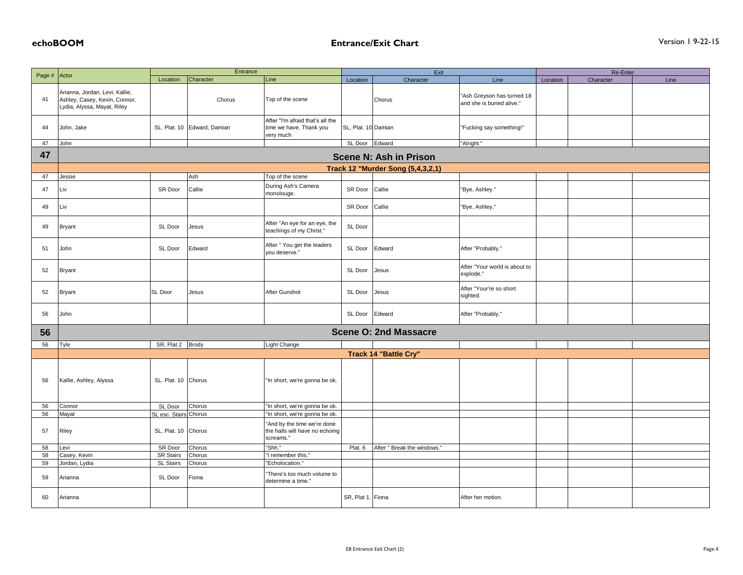**echoBOOM** **Entrance/Exit Chart** Version 1 9-22-15

| Page # | Actor | Entrance | | | Exit | | | Re-Enter | | |
|---|---|---|---|---|---|---|---|---|---|---|
| | | Location | Character | Line | Location | Character | Line | Location | Character | Line |
| 41 | Arianna, Jordan, Levi, Kallie, Ashley, Casey, Kevin, Connor, Lydia, Alyssa, Mayat, Riley | | Chorus | Top of the scene | | Chorus | "Ash Greyson has turned 18 and she is buried alive." | | | |
| 44 | John, Jake | SL. Plat. 10 | Edward, Damian | After "I'm afraid that's all the time we have. Thank you very much | SL, Plat. 10 | Damian | "Fucking say something!" | | | |
| 47 | John | | | | SL Door | Edward | "Alright." | | | |
| **47** | **Scene N: Ash in Prison** | | | | | | | | | |
| | **Track 12 "Murder Song (5,4,3,2,1)** | | | | | | | | | |
| 47 | Jessie | | Ash | Top of the scene | | | | | | |
| 47 | Liv | SR Door | Callie | During Ash's Camera monolouge. | SR Door | Callie | "Bye, Ashley." | | | |
| 49 | Liv | | | | SR Door | Callie | "Bye, Ashley." | | | |
| 49 | Bryant | SL Door | Jesus | After "An eye for an eye, the teachings of my Christ." | SL Door | | | | | |
| 51 | John | SL Door | Edward | After " You get the leaders you deserve." | SL Door | Edward | After "Probably." | | | |
| 52 | Bryant | | | | SL Door | Jesus | After "Your world is about to explode." | | | |
| 52 | Bryant | SL Door | Jesus | After Gunshot | SL Door | Jesus | After "Your're so short sighted. | | | |
| 56 | John | | | | SL Door | Edward | After "Probably." | | | |
| **56** | **Scene O: 2nd Massacre** | | | | | | | | | |
| 56 | Tyle | SR, Plat 2 | Brody | Light Change | | | | | | |
| | **Track 14 "Battle Cry"** | | | | | | | | | |
| 56 | Kallie, Ashley, Alyssa | SL. Plat. 10 | Chorus | "In short, we're gonna be ok. | | | | | | |
| 56 | Connor | SL Door | Chorus | "In short, we're gonna be ok. | | | | | | |
| 56 | Mayat | SL esc. Stairs | Chorus | "In short, we're gonna be ok. | | | | | | |
| 57 | Riley | SL, Plat. 10 | Chorus | "And by the time we're done the halls will have no echoing screams." | | | | | | |
| 58 | Levi | SR Door | Chorus | "Shh." | Plat. 6 | After " Break the windows." | | | | |
| 58 | Casey, Kevin | SR Stairs | Chorus | "I remember this." | | | | | | |
| 59 | Jordan, Lydia | SL Stairs | Chorus | "Echolocation." | | | | | | |
| 59 | Arianna | SL Door | Fiona | "There's too much volume to determine a time." | | | | | | |
| 60 | Arianna | | | | SR, Plat 1. | Fiona | After her motion. | | | |

EB Entrance Exit Chart (2)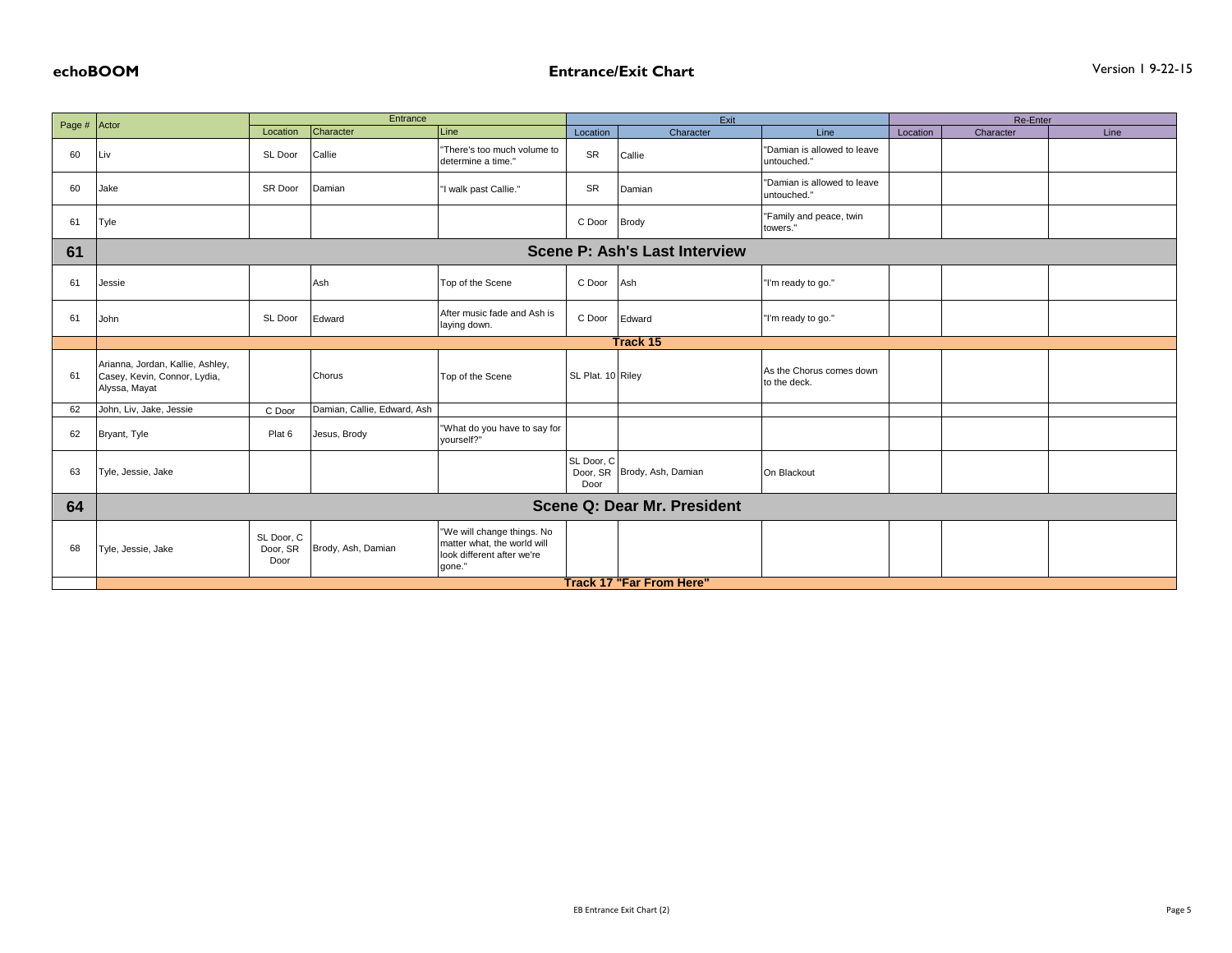**echoBOOM** — **Entrance/Exit Chart** — Version 1 9-22-15

| Page # | Actor | Entrance | | | Exit | | | Re-Enter | | |
|---|---|---|---|---|---|---|---|---|---|---|
| | | Location | Character | Line | Location | Character | Line | Location | Character | Line |
| 60 | Liv | SL Door | Callie | "There's too much volume to determine a time." | SR | Callie | "Damian is allowed to leave untouched." | | | |
| 60 | Jake | SR Door | Damian | "I walk past Callie." | SR | Damian | "Damian is allowed to leave untouched." | | | |
| 61 | Tyle | | | | C Door | Brody | "Family and peace, twin towers." | | | |
| **61** | **Scene P: Ash's Last Interview** | | | | | | | | | |
| 61 | Jessie | | Ash | Top of the Scene | C Door | Ash | "I'm ready to go." | | | |
| 61 | John | SL Door | Edward | After music fade and Ash is laying down. | C Door | Edward | "I'm ready to go." | | | |
| | **Track 15** | | | | | | | | | |
| 61 | Arianna, Jordan, Kallie, Ashley, Casey, Kevin, Connor, Lydia, Alyssa, Mayat | | Chorus | Top of the Scene | SL Plat. 10 | Riley | As the Chorus comes down to the deck. | | | |
| 62 | John, Liv, Jake, Jessie | C Door | Damian, Callie, Edward, Ash | | | | | | | |
| 62 | Bryant, Tyle | Plat 6 | Jesus, Brody | "What do you have to say for yourself?" | | | | | | |
| 63 | Tyle, Jessie, Jake | | | | SL Door, C Door, SR Door | Brody, Ash, Damian | On Blackout | | | |
| **64** | **Scene Q: Dear Mr. President** | | | | | | | | | |
| 68 | Tyle, Jessie, Jake | SL Door, C Door, SR Door | Brody, Ash, Damian | "We will change things. No matter what, the world will look different after we're gone." | | | | | | |
| | **Track 17 "Far From Here"** | | | | | | | | | |